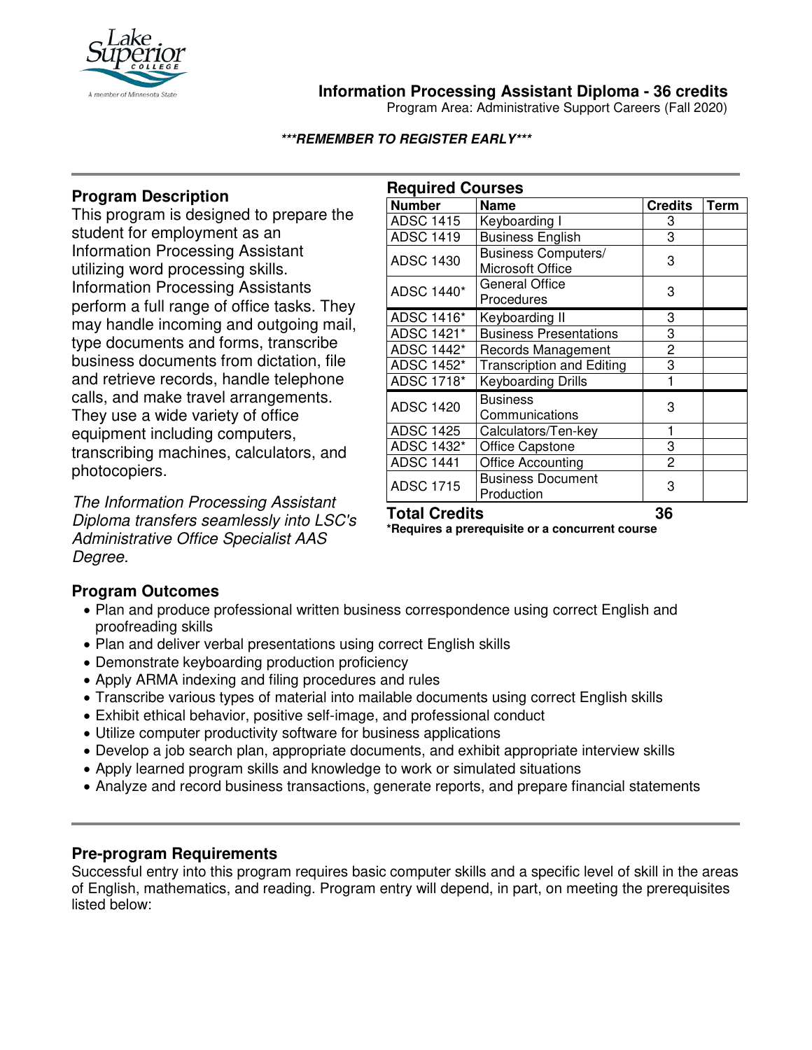# Information Processing Assistant Diploma - 36 credits

Program Area: Administrative Support Careers (Fall 2020)

***REMEMBER TO REGISTER EARLY***

## Program Description

This program is designed to prepare the student for employment as an Information Processing Assistant utilizing word processing skills. Information Processing Assistants perform a full range of office tasks. They may handle incoming and outgoing mail, type documents and forms, transcribe business documents from dictation, file and retrieve records, handle telephone calls, and make travel arrangements. They use a wide variety of office equipment including computers, transcribing machines, calculators, and photocopiers.

*The Information Processing Assistant Diploma transfers seamlessly into LSC's Administrative Office Specialist AAS Degree.*

## Required Courses

| Number | Name | Credits | Term |
|---|---|---|---|
| ADSC 1415 | Keyboarding I | 3 | |
| ADSC 1419 | Business English | 3 | |
| ADSC 1430 | Business Computers/ Microsoft Office | 3 | |
| ADSC 1440* | General Office Procedures | 3 | |
| ADSC 1416* | Keyboarding II | 3 | |
| ADSC 1421* | Business Presentations | 3 | |
| ADSC 1442* | Records Management | 2 | |
| ADSC 1452* | Transcription and Editing | 3 | |
| ADSC 1718* | Keyboarding Drills | 1 | |
| ADSC 1420 | Business Communications | 3 | |
| ADSC 1425 | Calculators/Ten-key | 1 | |
| ADSC 1432* | Office Capstone | 3 | |
| ADSC 1441 | Office Accounting | 2 | |
| ADSC 1715 | Business Document Production | 3 | |
| **Total Credits** | | **36** | |

**\*Requires a prerequisite or a concurrent course**

## Program Outcomes

- Plan and produce professional written business correspondence using correct English and proofreading skills
- Plan and deliver verbal presentations using correct English skills
- Demonstrate keyboarding production proficiency
- Apply ARMA indexing and filing procedures and rules
- Transcribe various types of material into mailable documents using correct English skills
- Exhibit ethical behavior, positive self-image, and professional conduct
- Utilize computer productivity software for business applications
- Develop a job search plan, appropriate documents, and exhibit appropriate interview skills
- Apply learned program skills and knowledge to work or simulated situations
- Analyze and record business transactions, generate reports, and prepare financial statements

## Pre-program Requirements

Successful entry into this program requires basic computer skills and a specific level of skill in the areas of English, mathematics, and reading. Program entry will depend, in part, on meeting the prerequisites listed below: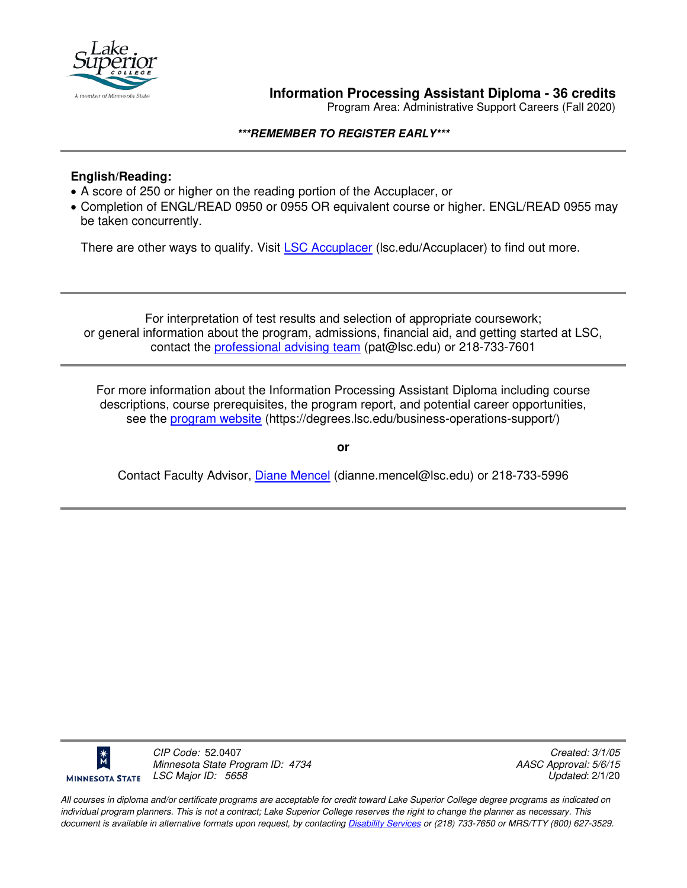**Information Processing Assistant Diploma - 36 credits**
Program Area: Administrative Support Careers (Fall 2020)

***REMEMBER TO REGISTER EARLY***

**English/Reading:**

- A score of 250 or higher on the reading portion of the Accuplacer, or
- Completion of ENGL/READ 0950 or 0955 OR equivalent course or higher. ENGL/READ 0955 may be taken concurrently.

There are other ways to qualify. Visit LSC Accuplacer (lsc.edu/Accuplacer) to find out more.

For interpretation of test results and selection of appropriate coursework; or general information about the program, admissions, financial aid, and getting started at LSC, contact the professional advising team (pat@lsc.edu) or 218-733-7601

For more information about the Information Processing Assistant Diploma including course descriptions, course prerequisites, the program report, and potential career opportunities, see the program website (https://degrees.lsc.edu/business-operations-support/)

**or**

Contact Faculty Advisor, Diane Mencel (dianne.mencel@lsc.edu) or 218-733-5996

*CIP Code:* 52.0407
*Minnesota State Program ID: 4734*
*LSC Major ID: 5658*

*Created: 3/1/05*
*AASC Approval: 5/6/15*
*Updated:* 2/1/20

*All courses in diploma and/or certificate programs are acceptable for credit toward Lake Superior College degree programs as indicated on individual program planners. This is not a contract; Lake Superior College reserves the right to change the planner as necessary. This document is available in alternative formats upon request, by contacting Disability Services or (218) 733-7650 or MRS/TTY (800) 627-3529.*